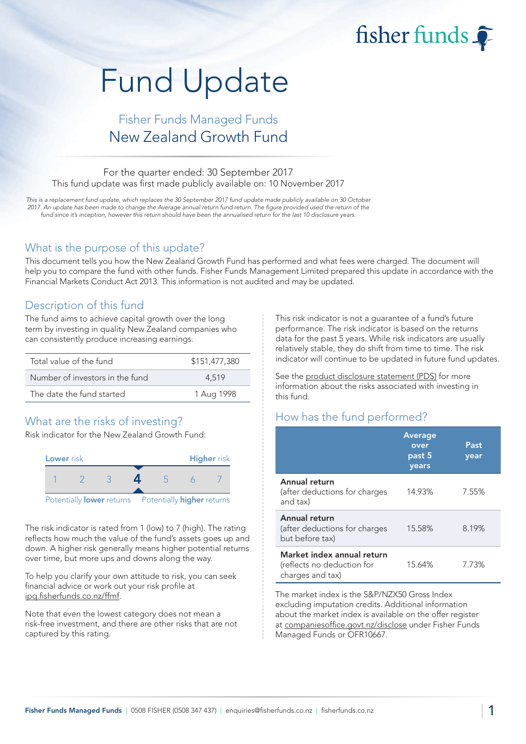fisher funds

# Fund Update

## Fisher Funds Managed Funds
## New Zealand Growth Fund

For the quarter ended: 30 September 2017
This fund update was first made publicly available on: 10 November 2017

*This is a replacement fund update, which replaces the 30 September 2017 fund update made publicly available on 30 October 2017. An update has been made to change the Average annual return fund return. The figure provided used the return of the fund since it's inception, however this return should have been the annualised return for the last 10 disclosure years.*

## What is the purpose of this update?

This document tells you how the New Zealand Growth Fund has performed and what fees were charged. The document will help you to compare the fund with other funds. Fisher Funds Management Limited prepared this update in accordance with the Financial Markets Conduct Act 2013. This information is not audited and may be updated.

## Description of this fund

The fund aims to achieve capital growth over the long term by investing in quality New Zealand companies who can consistently produce increasing earnings.

| | |
|---|---|
| Total value of the fund | $151,477,380 |
| Number of investors in the fund | 4,519 |
| The date the fund started | 1 Aug 1998 |

## What are the risks of investing?

Risk indicator for the New Zealand Growth Fund:

| Lower risk | | | | | | Higher risk |
|---|---|---|---|---|---|---|
| 1 | 2 | 3 | **4** | 5 | 6 | 7 |

Potentially **lower** returns — Potentially **higher** returns

The risk indicator is rated from 1 (low) to 7 (high). The rating reflects how much the value of the fund's assets goes up and down. A higher risk generally means higher potential returns over time, but more ups and downs along the way.

To help you clarify your own attitude to risk, you can seek financial advice or work out your risk profile at ipq.fisherfunds.co.nz/ffmf.

Note that even the lowest category does not mean a risk-free investment, and there are other risks that are not captured by this rating.

This risk indicator is not a guarantee of a fund's future performance. The risk indicator is based on the returns data for the past 5 years. While risk indicators are usually relatively stable, they do shift from time to time. The risk indicator will continue to be updated in future fund updates.

See the product disclosure statement (PDS) for more information about the risks associated with investing in this fund.

## How has the fund performed?

| | Average over past 5 years | Past year |
|---|---|---|
| **Annual return** (after deductions for charges and tax) | 14.93% | 7.55% |
| **Annual return** (after deductions for charges but before tax) | 15.58% | 8.19% |
| **Market index annual return** (reflects no deduction for charges and tax) | 15.64% | 7.73% |

The market index is the S&P/NZX50 Gross Index excluding imputation credits. Additional information about the market index is available on the offer register at companiesoffice.govt.nz/disclose under Fisher Funds Managed Funds or OFR10667.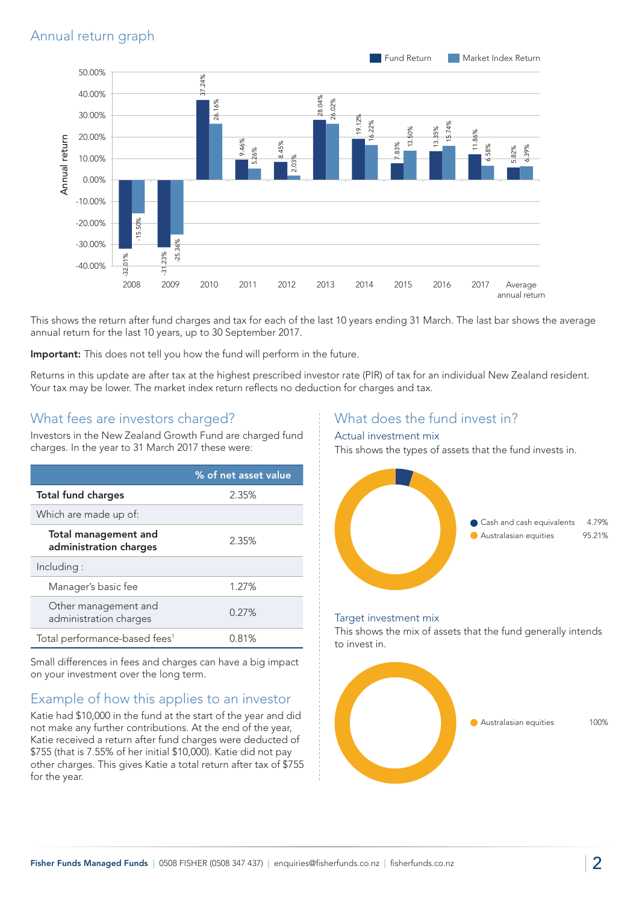## Annual return graph

| Year | Fund Return | Market Index Return |
|---|---|---|
| 2008 | -32.01% | -15.50% |
| 2009 | -31.23% | -25.36% |
| 2010 | 37.24% | 26.16% |
| 2011 | 9.46% | 5.26% |
| 2012 | 8.45% | 2.03% |
| 2013 | 28.04% | 26.02% |
| 2014 | 19.12% | 16.22% |
| 2015 | 7.83% | 13.50% |
| 2016 | 13.35% | 15.74% |
| 2017 | 11.86% | 6.58% |
| Average annual return | 5.82% | 6.39% |

This shows the return after fund charges and tax for each of the last 10 years ending 31 March. The last bar shows the average annual return for the last 10 years, up to 30 September 2017.

**Important:** This does not tell you how the fund will perform in the future.

Returns in this update are after tax at the highest prescribed investor rate (PIR) of tax for an individual New Zealand resident. Your tax may be lower. The market index return reflects no deduction for charges and tax.

## What fees are investors charged?

Investors in the New Zealand Growth Fund are charged fund charges. In the year to 31 March 2017 these were:

| | % of net asset value |
|---|---|
| **Total fund charges** | 2.35% |
| Which are made up of: | |
| **Total management and administration charges** | 2.35% |
| Including : | |
| Manager's basic fee | 1.27% |
| Other management and administration charges | 0.27% |
| Total performance-based fees[1] | 0.81% |

Small differences in fees and charges can have a big impact on your investment over the long term.

## Example of how this applies to an investor

Katie had $10,000 in the fund at the start of the year and did not make any further contributions. At the end of the year, Katie received a return after fund charges were deducted of $755 (that is 7.55% of her initial $10,000). Katie did not pay other charges. This gives Katie a total return after tax of $755 for the year.

## What does the fund invest in?

### Actual investment mix

This shows the types of assets that the fund invests in.

| Asset type | % |
|---|---|
| Cash and cash equivalents | 4.79% |
| Australasian equities | 95.21% |

### Target investment mix

This shows the mix of assets that the fund generally intends to invest in.

| Asset type | % |
|---|---|
| Australasian equities | 100% |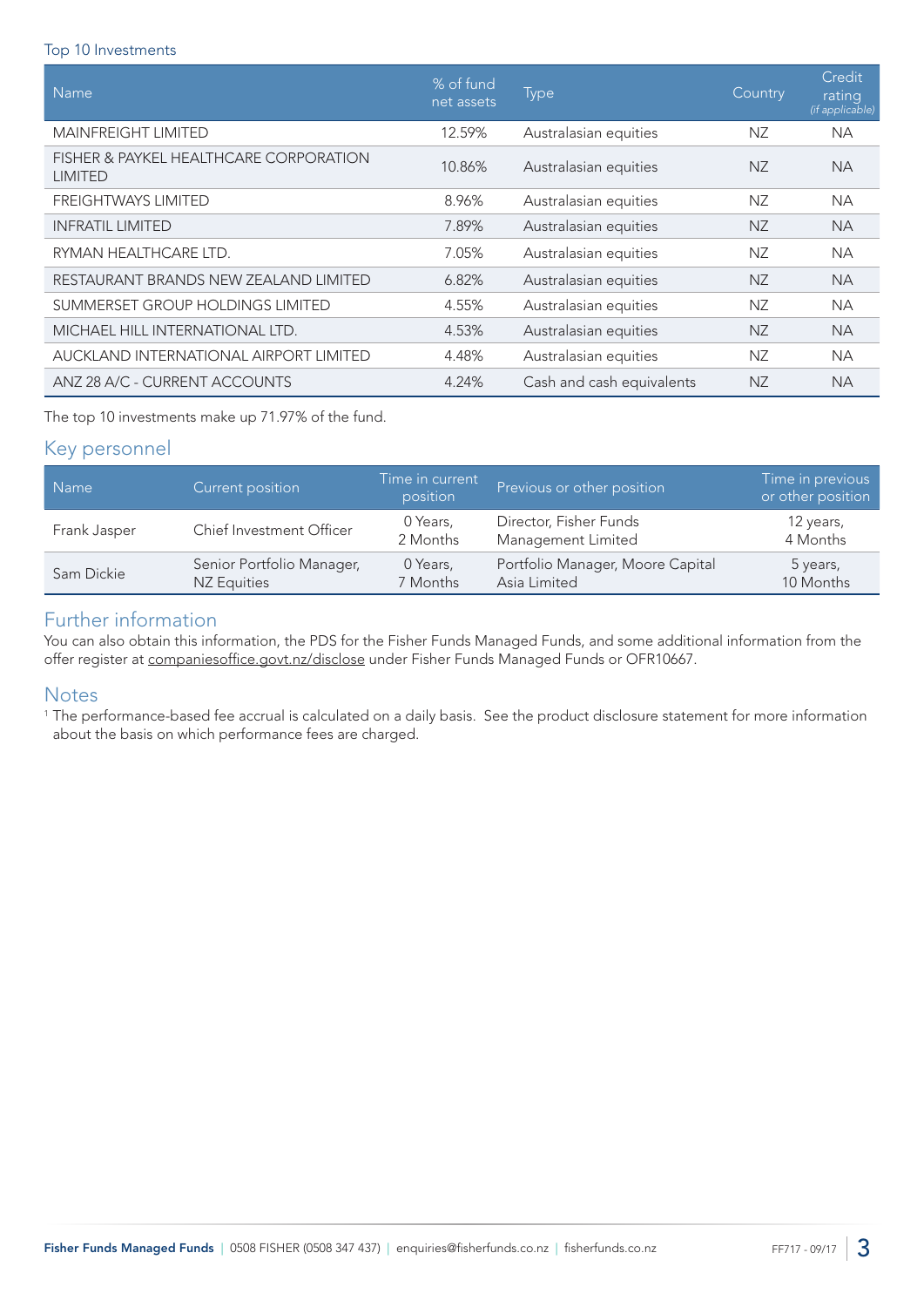## Top 10 Investments

| Name | % of fund net assets | Type | Country | Credit rating *(if applicable)* |
|---|---|---|---|---|
| MAINFREIGHT LIMITED | 12.59% | Australasian equities | NZ | NA |
| FISHER & PAYKEL HEALTHCARE CORPORATION LIMITED | 10.86% | Australasian equities | NZ | NA |
| FREIGHTWAYS LIMITED | 8.96% | Australasian equities | NZ | NA |
| INFRATIL LIMITED | 7.89% | Australasian equities | NZ | NA |
| RYMAN HEALTHCARE LTD. | 7.05% | Australasian equities | NZ | NA |
| RESTAURANT BRANDS NEW ZEALAND LIMITED | 6.82% | Australasian equities | NZ | NA |
| SUMMERSET GROUP HOLDINGS LIMITED | 4.55% | Australasian equities | NZ | NA |
| MICHAEL HILL INTERNATIONAL LTD. | 4.53% | Australasian equities | NZ | NA |
| AUCKLAND INTERNATIONAL AIRPORT LIMITED | 4.48% | Australasian equities | NZ | NA |
| ANZ 28 A/C - CURRENT ACCOUNTS | 4.24% | Cash and cash equivalents | NZ | NA |

The top 10 investments make up 71.97% of the fund.

## Key personnel

| Name | Current position | Time in current position | Previous or other position | Time in previous or other position |
|---|---|---|---|---|
| Frank Jasper | Chief Investment Officer | 0 Years, 2 Months | Director, Fisher Funds Management Limited | 12 years, 4 Months |
| Sam Dickie | Senior Portfolio Manager, NZ Equities | 0 Years, 7 Months | Portfolio Manager, Moore Capital Asia Limited | 5 years, 10 Months |

## Further information

You can also obtain this information, the PDS for the Fisher Funds Managed Funds, and some additional information from the offer register at companiesoffice.govt.nz/disclose under Fisher Funds Managed Funds or OFR10667.

## Notes

[1] The performance-based fee accrual is calculated on a daily basis. See the product disclosure statement for more information about the basis on which performance fees are charged.